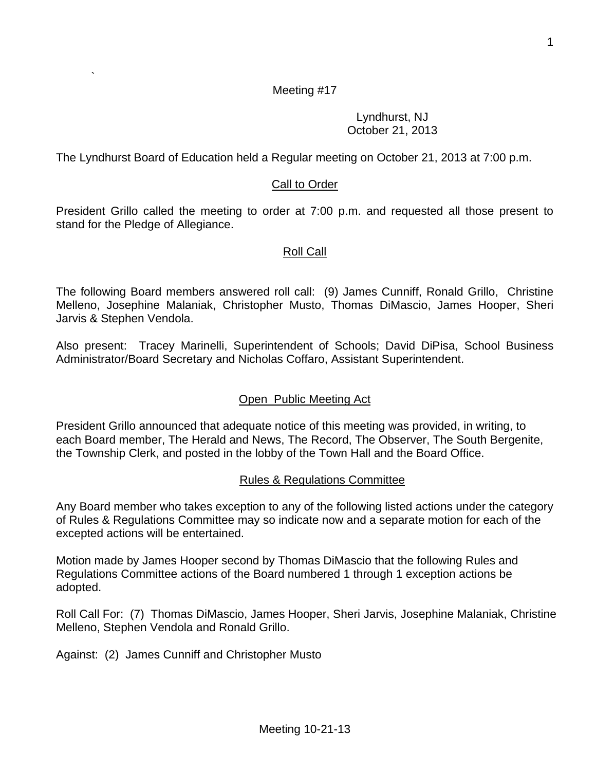Meeting #17

Lyndhurst, NJ
October 21, 2013

The Lyndhurst Board of Education held a Regular meeting on October 21, 2013 at 7:00 p.m.

## Call to Order

President Grillo called the meeting to order at 7:00 p.m. and requested all those present to stand for the Pledge of Allegiance.

## Roll Call

The following Board members answered roll call: (9) James Cunniff, Ronald Grillo, Christine Melleno, Josephine Malaniak, Christopher Musto, Thomas DiMascio, James Hooper, Sheri Jarvis & Stephen Vendola.

Also present: Tracey Marinelli, Superintendent of Schools; David DiPisa, School Business Administrator/Board Secretary and Nicholas Coffaro, Assistant Superintendent.

## Open Public Meeting Act

President Grillo announced that adequate notice of this meeting was provided, in writing, to each Board member, The Herald and News, The Record, The Observer, The South Bergenite, the Township Clerk, and posted in the lobby of the Town Hall and the Board Office.

## Rules & Regulations Committee

Any Board member who takes exception to any of the following listed actions under the category of Rules & Regulations Committee may so indicate now and a separate motion for each of the excepted actions will be entertained.

Motion made by James Hooper second by Thomas DiMascio that the following Rules and Regulations Committee actions of the Board numbered 1 through 1 exception actions be adopted.

Roll Call For: (7) Thomas DiMascio, James Hooper, Sheri Jarvis, Josephine Malaniak, Christine Melleno, Stephen Vendola and Ronald Grillo.

Against: (2) James Cunniff and Christopher Musto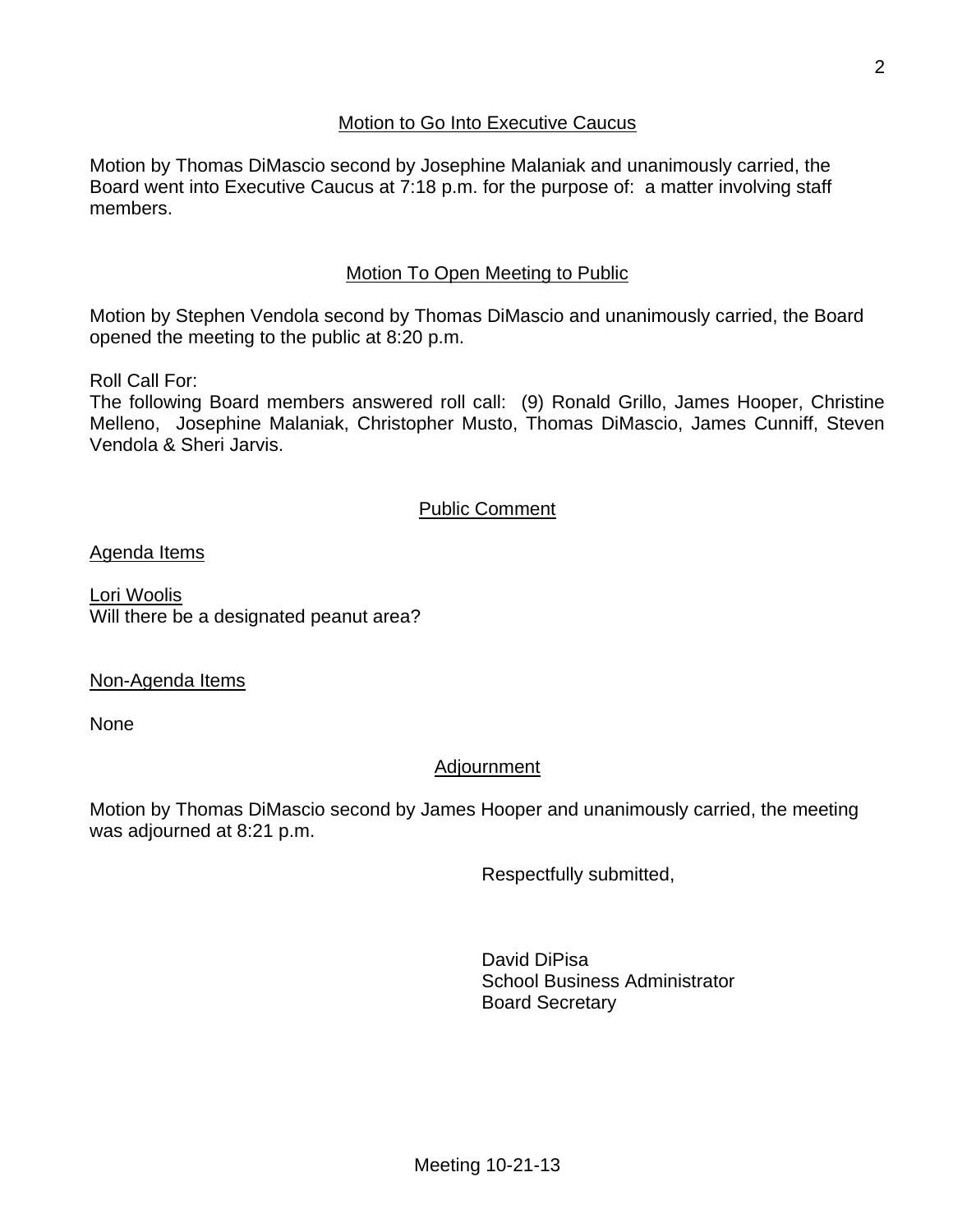## Motion to Go Into Executive Caucus

Motion by Thomas DiMascio second by Josephine Malaniak and unanimously carried, the Board went into Executive Caucus at 7:18 p.m. for the purpose of: a matter involving staff members.

## Motion To Open Meeting to Public

Motion by Stephen Vendola second by Thomas DiMascio and unanimously carried, the Board opened the meeting to the public at 8:20 p.m.

Roll Call For:
The following Board members answered roll call: (9) Ronald Grillo, James Hooper, Christine Melleno, Josephine Malaniak, Christopher Musto, Thomas DiMascio, James Cunniff, Steven Vendola & Sheri Jarvis.

## Public Comment

### Agenda Items

Lori Woolis
Will there be a designated peanut area?

### Non-Agenda Items

None

## Adjournment

Motion by Thomas DiMascio second by James Hooper and unanimously carried, the meeting was adjourned at 8:21 p.m.

Respectfully submitted,

David DiPisa
School Business Administrator
Board Secretary

Meeting 10-21-13